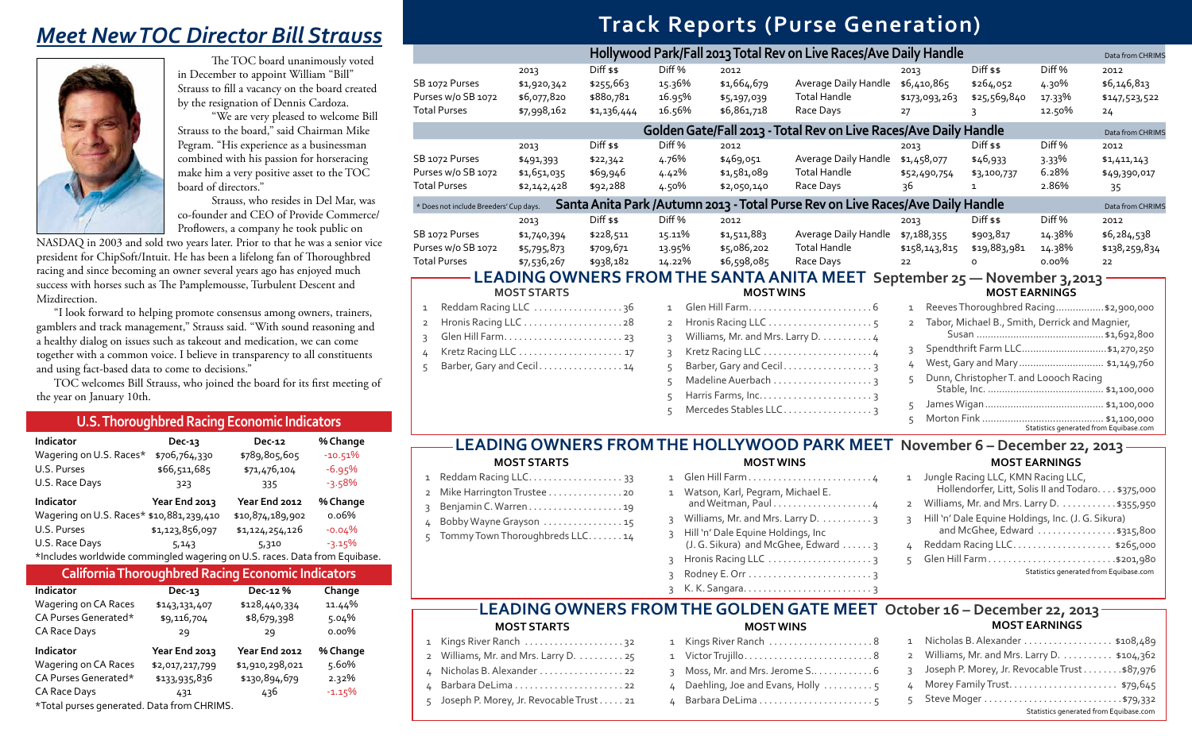## *Meet New TOC Director Bill Strauss*

The TOC board unanimously voted in December to appoint William "Bill" Strauss to fill a vacancy on the board created by the resignation of Dennis Cardoza.

"We are very pleased to welcome Bill Strauss to the board," said Chairman Mike Pegram. "His experience as a businessman combined with his passion for horseracing make him a very positive asset to the TOC board of directors."

Strauss, who resides in Del Mar, was co-founder and CEO of Provide Commerce/Proflowers, a company he took public on NASDAQ in 2003 and sold two years later. Prior to that he was a senior vice president for ChipSoft/Intuit. He has been a lifelong fan of Thoroughbred racing and since becoming an owner several years ago has enjoyed much success with horses such as The Pamplemousse, Turbulent Descent and Mizdirection.

"I look forward to helping promote consensus among owners, trainers, gamblers and track management," Strauss said. "With sound reasoning and a healthy dialog on issues such as takeout and medication, we can come together with a common voice. I believe in transparency to all constituents and using fact-based data to come to decisions."

TOC welcomes Bill Strauss, who joined the board for its first meeting of the year on January 10th.

### U.S. Thoroughbred Racing Economic Indicators

| Indicator | Dec-13 | Dec-12 | % Change |
|---|---|---|---|
| Wagering on U.S. Races* | $706,764,330 | $789,805,605 | -10.51% |
| U.S. Purses | $66,511,685 | $71,476,104 | -6.95% |
| U.S. Race Days | 323 | 335 | -3.58% |
| **Indicator** | **Year End 2013** | **Year End 2012** | **% Change** |
| Wagering on U.S. Races* | $10,881,239,410 | $10,874,189,902 | 0.06% |
| U.S. Purses | $1,123,856,097 | $1,124,254,126 | -0.04% |
| U.S. Race Days | 5,143 | 5,310 | -3.15% |

*Includes worldwide commingled wagering on U.S. races. Data from Equibase.

### California Thoroughbred Racing Economic Indicators

| Indicator | Dec-13 | Dec-12 % | Change |
|---|---|---|---|
| Wagering on CA Races | $143,131,407 | $128,440,334 | 11.44% |
| CA Purses Generated* | $9,116,704 | $8,679,398 | 5.04% |
| CA Race Days | 29 | 29 | 0.00% |
| **Indicator** | **Year End 2013** | **Year End 2012** | **% Change** |
| Wagering on CA Races | $2,017,217,799 | $1,910,298,021 | 5.60% |
| CA Purses Generated* | $133,935,836 | $130,894,679 | 2.32% |
| CA Race Days | 431 | 436 | -1.15% |

*Total purses generated. Data from CHRIMS.

## Track Reports (Purse Generation)

### Hollywood Park/Fall 2013 Total Rev on Live Races/Ave Daily Handle

Data from CHRIMS

| | 2013 | Diff $$ | Diff % | 2012 | | 2013 | Diff $$ | Diff % | 2012 |
|---|---|---|---|---|---|---|---|---|---|
| SB 1072 Purses | $1,920,342 | $255,663 | 15.36% | $1,664,679 | Average Daily Handle | $6,410,865 | $264,052 | 4.30% | $6,146,813 |
| Purses w/o SB 1072 | $6,077,820 | $880,781 | 16.95% | $5,197,039 | Total Handle | $173,093,263 | $25,569,840 | 17.33% | $147,523,522 |
| Total Purses | $7,998,162 | $1,136,444 | 16.56% | $6,861,718 | Race Days | 27 | 3 | 12.50% | 24 |

### Golden Gate/Fall 2013 - Total Rev on Live Races/Ave Daily Handle

Data from CHRIMS

| | 2013 | Diff $$ | Diff % | 2012 | | 2013 | Diff $$ | Diff % | 2012 |
|---|---|---|---|---|---|---|---|---|---|
| SB 1072 Purses | $491,393 | $22,342 | 4.76% | $469,051 | Average Daily Handle | $1,458,077 | $46,933 | 3.33% | $1,411,143 |
| Purses w/o SB 1072 | $1,651,035 | $69,946 | 4.42% | $1,581,089 | Total Handle | $52,490,754 | $3,100,737 | 6.28% | $49,390,017 |
| Total Purses | $2,142,428 | $92,288 | 4.50% | $2,050,140 | Race Days | 36 | 1 | 2.86% | 35 |

### Santa Anita Park /Autumn 2013 - Total Purse Rev on Live Races/Ave Daily Handle

* Does not include Breeders' Cup days. Data from CHRIMS

| | 2013 | Diff $$ | Diff % | 2012 | | 2013 | Diff $$ | Diff % | 2012 |
|---|---|---|---|---|---|---|---|---|---|
| SB 1072 Purses | $1,740,394 | $228,511 | 15.11% | $1,511,883 | Average Daily Handle | $7,188,355 | $903,817 | 14.38% | $6,284,538 |
| Purses w/o SB 1072 | $5,795,873 | $709,671 | 13.95% | $5,086,202 | Total Handle | $158,143,815 | $19,883,981 | 14.38% | $138,259,834 |
| Total Purses | $7,536,267 | $938,182 | 14.22% | $6,598,085 | Race Days | 22 | 0 | 0.00% | 22 |

### LEADING OWNERS FROM THE SANTA ANITA MEET September 25 — November 3, 2013

**MOST STARTS**

1. Reddam Racing LLC ..... 36
2. Hronis Racing LLC ..... 28
3. Glen Hill Farm ..... 23
4. Kretz Racing LLC ..... 17
5. Barber, Gary and Cecil ..... 14

**MOST WINS**

1. Glen Hill Farm ..... 6
2. Hronis Racing LLC ..... 5
3. Williams, Mr. and Mrs. Larry D. ..... 4
3. Kretz Racing LLC ..... 4
5. Barber, Gary and Cecil ..... 3
5. Madeline Auerbach ..... 3
5. Harris Farms, Inc. ..... 3
5. Mercedes Stables LLC ..... 3

**MOST EARNINGS**

1. Reeves Thoroughbred Racing ..... $2,900,000
2. Tabor, Michael B., Smith, Derrick and Magnier, Susan ..... $1,692,800
3. Spendthrift Farm LLC ..... $1,270,250
4. West, Gary and Mary ..... $1,149,760
5. Dunn, Christopher T. and Loooch Racing Stable, Inc. ..... $1,100,000
5. James Wigan ..... $1,100,000
5. Morton Fink ..... $1,100,000

Statistics generated from Equibase.com

### LEADING OWNERS FROM THE HOLLYWOOD PARK MEET November 6 – December 22, 2013

**MOST STARTS**

1. Reddam Racing LLC ..... 33
2. Mike Harrington Trustee ..... 20
3. Benjamin C. Warren ..... 19
4. Bobby Wayne Grayson ..... 15
5. Tommy Town Thoroughbreds LLC ..... 14

**MOST WINS**

1. Glen Hill Farm ..... 4
1. Watson, Karl, Pegram, Michael E. and Weitman, Paul ..... 4
3. Williams, Mr. and Mrs. Larry D. ..... 3
3. Hill 'n' Dale Equine Holdings, Inc (J. G. Sikura) and McGhee, Edward ..... 3
3. Hronis Racing LLC ..... 3
3. Rodney E. Orr ..... 3
3. K. K. Sangara ..... 3

**MOST EARNINGS**

1. Jungle Racing LLC, KMN Racing LLC, Hollendorfer, Litt, Solis II and Todaro ..... $375,000
2. Williams, Mr. and Mrs. Larry D. ..... $355,950
3. Hill 'n' Dale Equine Holdings, Inc. (J. G. Sikura) and McGhee, Edward ..... $315,800
4. Reddam Racing LLC ..... $265,000
5. Glen Hill Farm ..... $201,980

Statistics generated from Equibase.com

### LEADING OWNERS FROM THE GOLDEN GATE MEET October 16 – December 22, 2013

**MOST STARTS**

1. Kings River Ranch ..... 32
2. Williams, Mr. and Mrs. Larry D. ..... 25
4. Nicholas B. Alexander ..... 22
4. Barbara DeLima ..... 22
5. Joseph P. Morey, Jr. Revocable Trust ..... 21

**MOST WINS**

1. Kings River Ranch ..... 8
1. Victor Trujillo ..... 8
3. Moss, Mr. and Mrs. Jerome S. ..... 6
4. Daehling, Joe and Evans, Holly ..... 5
4. Barbara DeLima ..... 5

**MOST EARNINGS**

1. Nicholas B. Alexander ..... $108,489
2. Williams, Mr. and Mrs. Larry D. ..... $104,362
3. Joseph P. Morey, Jr. Revocable Trust ..... $87,976
4. Morey Family Trust ..... $79,645
5. Steve Moger ..... $79,332

Statistics generated from Equibase.com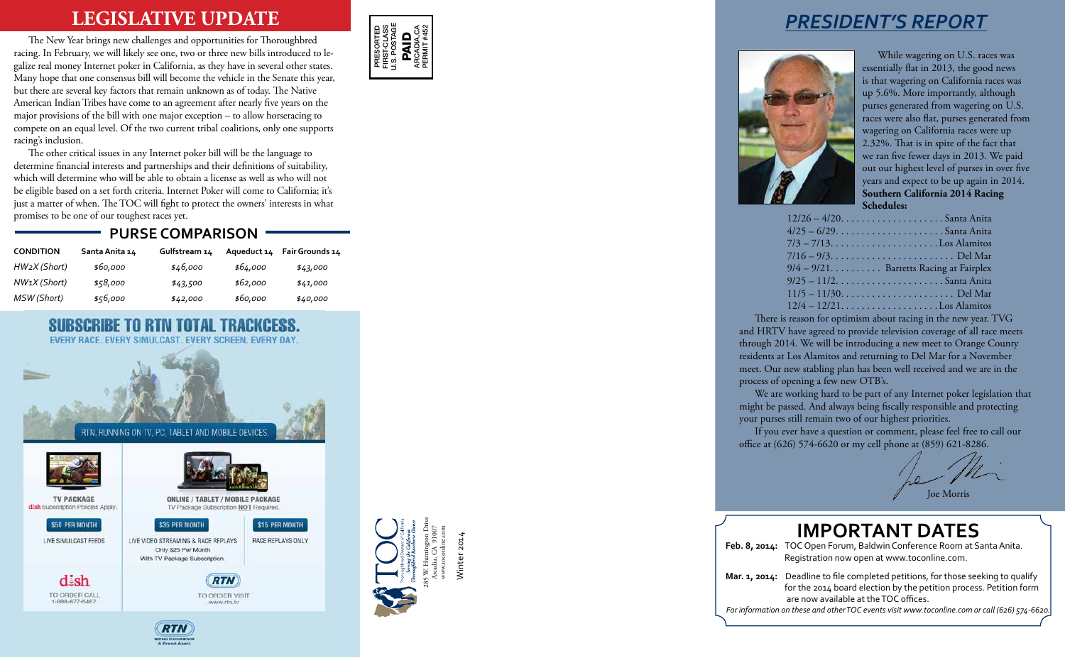# LEGISLATIVE UPDATE

The New Year brings new challenges and opportunities for Thoroughbred racing. In February, we will likely see one, two or three new bills introduced to legalize real money Internet poker in California, as they have in several other states. Many hope that one consensus bill will become the vehicle in the Senate this year, but there are several key factors that remain unknown as of today. The Native American Indian Tribes have come to an agreement after nearly five years on the major provisions of the bill with one major exception – to allow horseracing to compete on an equal level. Of the two current tribal coalitions, only one supports racing's inclusion.

The other critical issues in any Internet poker bill will be the language to determine financial interests and partnerships and their definitions of suitability, which will determine who will be able to obtain a license as well as who will not be eligible based on a set forth criteria. Internet Poker will come to California; it's just a matter of when. The TOC will fight to protect the owners' interests in what promises to be one of our toughest races yet.

## PURSE COMPARISON

| CONDITION | Santa Anita 14 | Gulfstream 14 | Aqueduct 14 | Fair Grounds 14 |
|---|---|---|---|---|
| HW2X (Short) | $60,000 | $46,000 | $64,000 | $43,000 |
| NW1X (Short) | $58,000 | $43,500 | $62,000 | $41,000 |
| MSW (Short) | $56,000 | $42,000 | $60,000 | $40,000 |

SUBSCRIBE TO RTN TOTAL TRACKCESS.
EVERY RACE. EVERY SIMULCAST. EVERY SCREEN. EVERY DAY.

RTN. RUNNING ON TV, PC, TABLET AND MOBILE DEVICES.

TV PACKAGE
dish Subscription Policies Apply.
$50 PER MONTH
LIVE SIMULCAST FEEDS
dish
TO ORDER CALL 1-888-677-5467

ONLINE / TABLET / MOBILE PACKAGE
TV Package Subscription **NOT** Required.
$35 PER MONTH
LIVE VIDEO STREAMING & RACE REPLAYS
Only $25 Per Month With TV Package Subscription.
$15 PER MONTH
RACE REPLAYS ONLY
RTN
TO ORDER VISIT www.rtn.tv

RTN A Breed Apart.

PRESORTED FIRST-CLASS U.S. POSTAGE **PAID** ARCADIA, CA PERMIT #452

TOC Thoroughbred Owners of California
285 W. Huntington Drive
Arcadia, CA 91007
www.toconline.com
Winter 2014

# PRESIDENT'S REPORT

While wagering on U.S. races was essentially flat in 2013, the good news is that wagering on California races was up 5.6%. More importantly, although purses generated from wagering on U.S. races were also flat, purses generated from wagering on California races were up 2.32%. That is in spite of the fact that we ran five fewer days in 2013. We paid out our highest level of purses in over five years and expect to be up again in 2014.

**Southern California 2014 Racing Schedules:**

12/26 – 4/20. . . . . . . . . . Santa Anita
4/25 – 6/29. . . . . . . . . . Santa Anita
7/3 – 7/13. . . . . . . . . . Los Alamitos
7/16 – 9/3. . . . . . . . . . Del Mar
9/4 – 9/21. . . . . . . . . . Barretts Racing at Fairplex
9/25 – 11/2. . . . . . . . . . Santa Anita
11/5 – 11/30. . . . . . . . . . Del Mar
12/4 – 12/21. . . . . . . . . . Los Alamitos

There is reason for optimism about racing in the new year. TVG and HRTV have agreed to provide television coverage of all race meets through 2014. We will be introducing a new meet to Orange County residents at Los Alamitos and returning to Del Mar for a November meet. Our new stabling plan has been well received and we are in the process of opening a few new OTB's.

We are working hard to be part of any Internet poker legislation that might be passed. And always being fiscally responsible and protecting your purses still remain two of our highest priorities.

If you ever have a question or comment, please feel free to call our office at (626) 574-6620 or my cell phone at (859) 621-8286.

Joe Morris

# IMPORTANT DATES

**Feb. 8, 2014:** TOC Open Forum, Baldwin Conference Room at Santa Anita. Registration now open at www.toconline.com.

**Mar. 1, 2014:** Deadline to file completed petitions, for those seeking to qualify for the 2014 board election by the petition process. Petition form are now available at the TOC offices.

*For information on these and other TOC events visit www.toconline.com or call (626) 574-6620.*